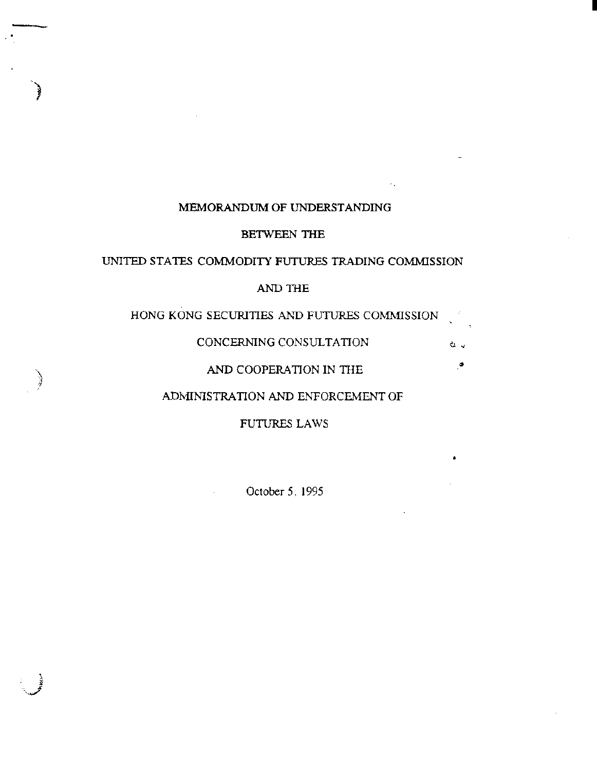# MEMORANDUM OF UNDERSTANDING

# BETWEEN THE

# UNITED STATES COMMODITY FUTURES TRADING COMMISSION

# AND THE

# HONG KONG SECURITIES AND FUTURES COMMISSION

# CONCERNING CONSULTATION

# AND COOPERATION IN THE

# ADMINISTRATION AND ENFORCEMENT OF

# FUTURES LAWS

October 5, 1995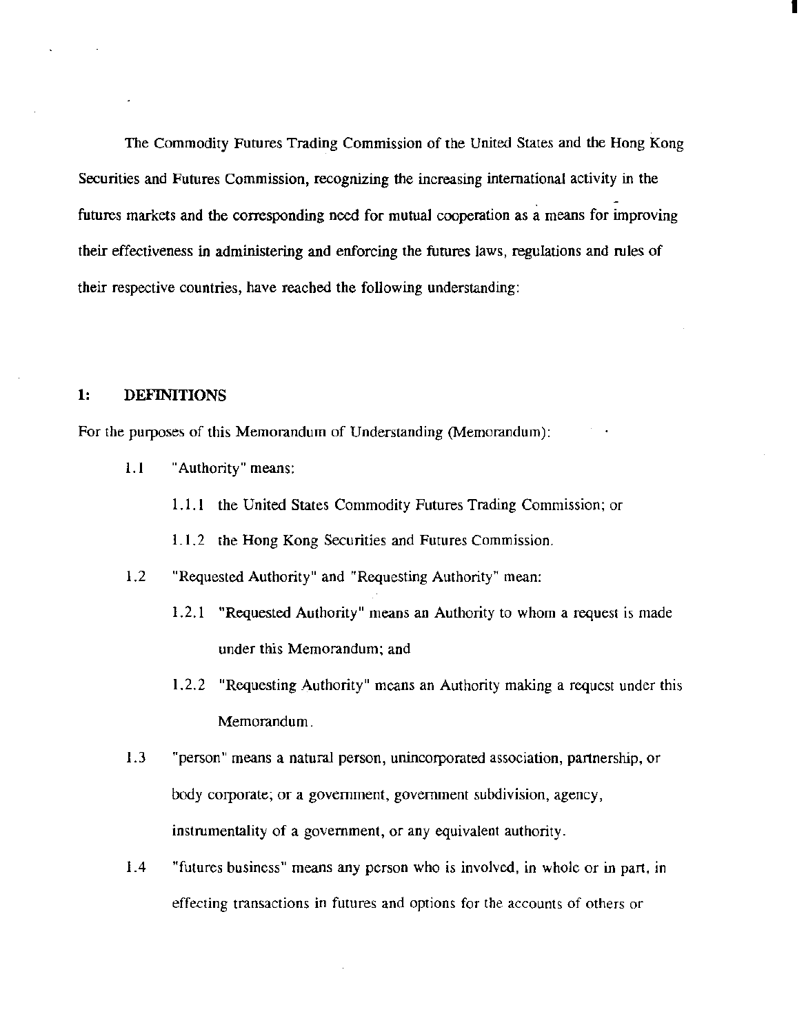The Commodity Futures Trading Commission of the United States and the Hong Kong Securities and Futures Commission, recognizing the increasing international activity in the futures markets and the corresponding need for mutual cooperation as a means for improving their effectiveness in administering and enforcing the futures laws, regulations and rules of their respective countries, have reached the following understanding:

## 1: DEFINITIONS

For the purposes of this Memorandum of Understanding (Memorandum):

- 1.1 "Authority" means:
  - 1.1.1 the United States Commodity Futures Trading Commission; or
  - 1.1.2 the Hong Kong Securities and Futures Commission.
- 1.2 "Requested Authority" and "Requesting Authority" mean:
  - 1.2.1 "Requested Authority" means an Authority to whom a request is made under this Memorandum; and
  - 1.2.2 "Requesting Authority" means an Authority making a request under this Memorandum.
- 1.3 "person" means a natural person, unincorporated association, partnership, or body corporate; or a government, government subdivision, agency, instrumentality of a government, or any equivalent authority.
- 1.4 "futures business" means any person who is involved, in whole or in part, in effecting transactions in futures and options for the accounts of others or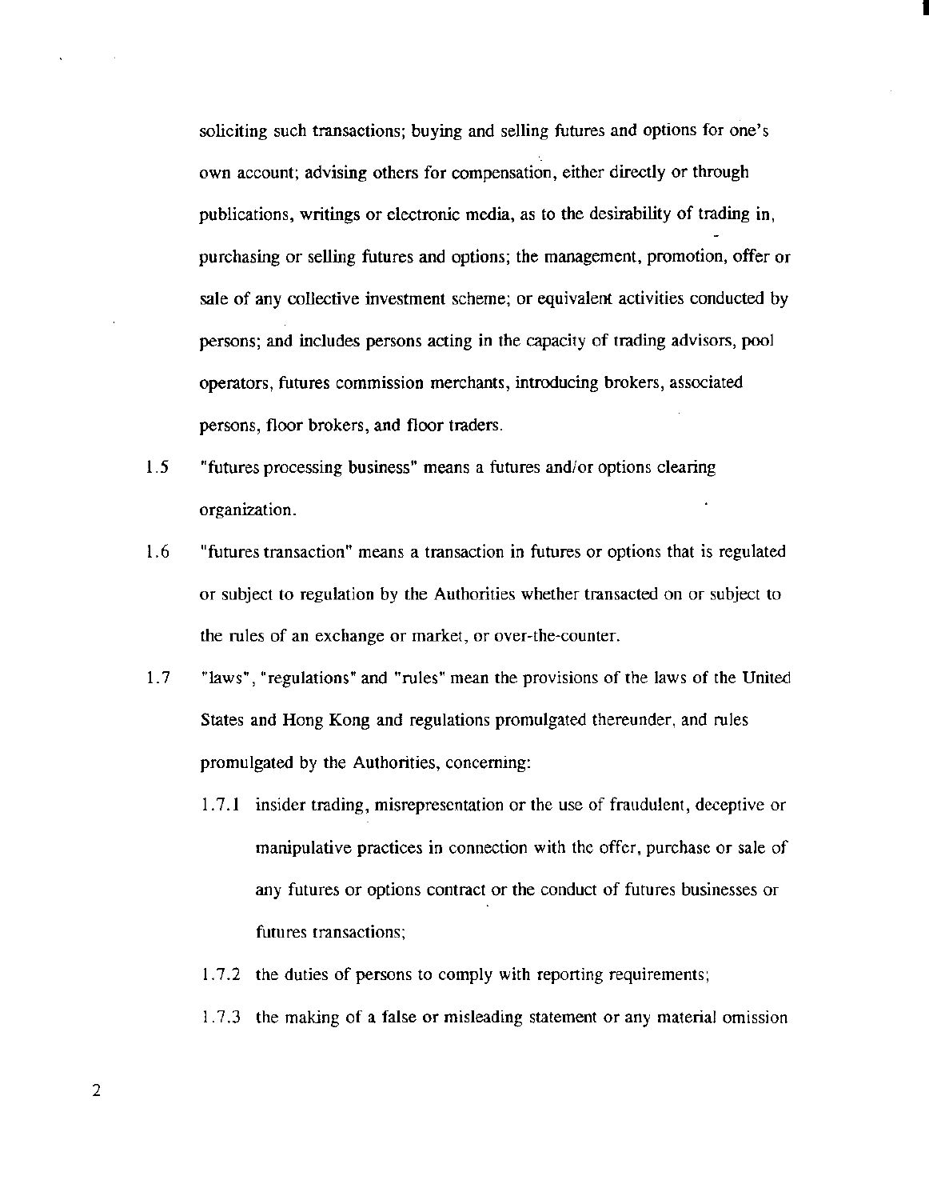soliciting such transactions; buying and selling futures and options for one's own account; advising others for compensation, either directly or through publications, writings or electronic media, as to the desirability of trading in, purchasing or selling futures and options; the management, promotion, offer or sale of any collective investment scheme; or equivalent activities conducted by persons; and includes persons acting in the capacity of trading advisors, pool operators, futures commission merchants, introducing brokers, associated persons, floor brokers, and floor traders.

1.5 "futures processing business" means a futures and/or options clearing organization.

1.6 "futures transaction" means a transaction in futures or options that is regulated or subject to regulation by the Authorities whether transacted on or subject to the rules of an exchange or market, or over-the-counter.

1.7 "laws", "regulations" and "rules" mean the provisions of the laws of the United States and Hong Kong and regulations promulgated thereunder, and rules promulgated by the Authorities, concerning:

1.7.1 insider trading, misrepresentation or the use of fraudulent, deceptive or manipulative practices in connection with the offer, purchase or sale of any futures or options contract or the conduct of futures businesses or futures transactions;

1.7.2 the duties of persons to comply with reporting requirements;

1.7.3 the making of a false or misleading statement or any material omission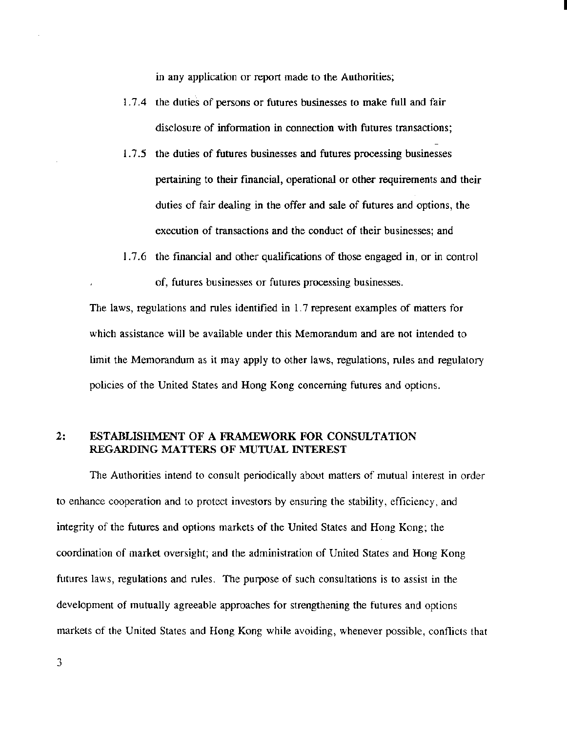in any application or report made to the Authorities;

1.7.4 the duties of persons or futures businesses to make full and fair disclosure of information in connection with futures transactions;

1.7.5 the duties of futures businesses and futures processing businesses pertaining to their financial, operational or other requirements and their duties of fair dealing in the offer and sale of futures and options, the execution of transactions and the conduct of their businesses; and

1.7.6 the financial and other qualifications of those engaged in, or in control of, futures businesses or futures processing businesses.

The laws, regulations and rules identified in 1.7 represent examples of matters for which assistance will be available under this Memorandum and are not intended to limit the Memorandum as it may apply to other laws, regulations, rules and regulatory policies of the United States and Hong Kong concerning futures and options.

## 2: ESTABLISHMENT OF A FRAMEWORK FOR CONSULTATION REGARDING MATTERS OF MUTUAL INTEREST

The Authorities intend to consult periodically about matters of mutual interest in order to enhance cooperation and to protect investors by ensuring the stability, efficiency, and integrity of the futures and options markets of the United States and Hong Kong; the coordination of market oversight; and the administration of United States and Hong Kong futures laws, regulations and rules. The purpose of such consultations is to assist in the development of mutually agreeable approaches for strengthening the futures and options markets of the United States and Hong Kong while avoiding, whenever possible, conflicts that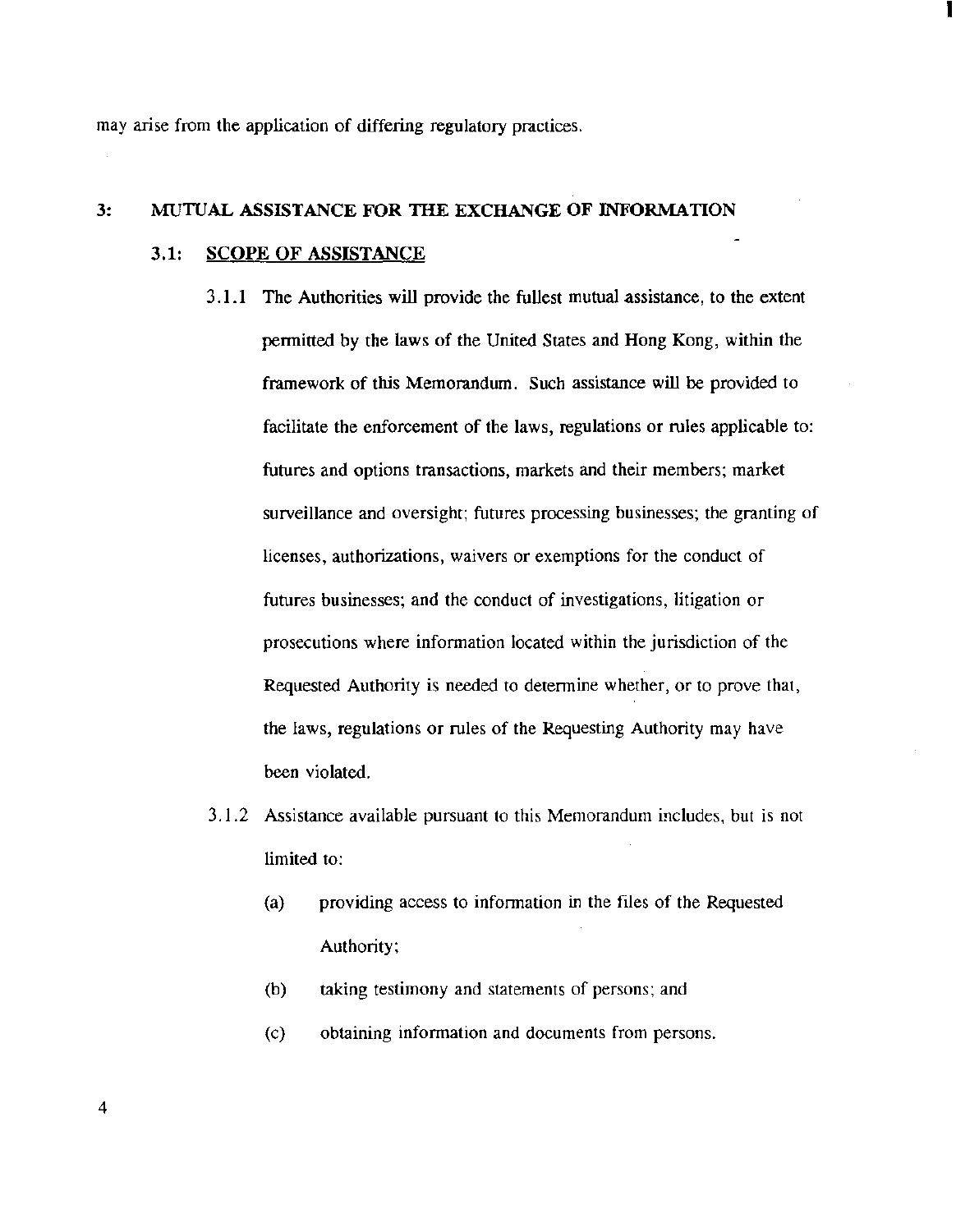may arise from the application of differing regulatory practices.

## 3: MUTUAL ASSISTANCE FOR THE EXCHANGE OF INFORMATION

### 3.1: SCOPE OF ASSISTANCE

3.1.1 The Authorities will provide the fullest mutual assistance, to the extent permitted by the laws of the United States and Hong Kong, within the framework of this Memorandum. Such assistance will be provided to facilitate the enforcement of the laws, regulations or rules applicable to: futures and options transactions, markets and their members; market surveillance and oversight; futures processing businesses; the granting of licenses, authorizations, waivers or exemptions for the conduct of futures businesses; and the conduct of investigations, litigation or prosecutions where information located within the jurisdiction of the Requested Authority is needed to determine whether, or to prove that, the laws, regulations or rules of the Requesting Authority may have been violated.

3.1.2 Assistance available pursuant to this Memorandum includes, but is not limited to:

(a) providing access to information in the files of the Requested Authority;

(b) taking testimony and statements of persons; and

(c) obtaining information and documents from persons.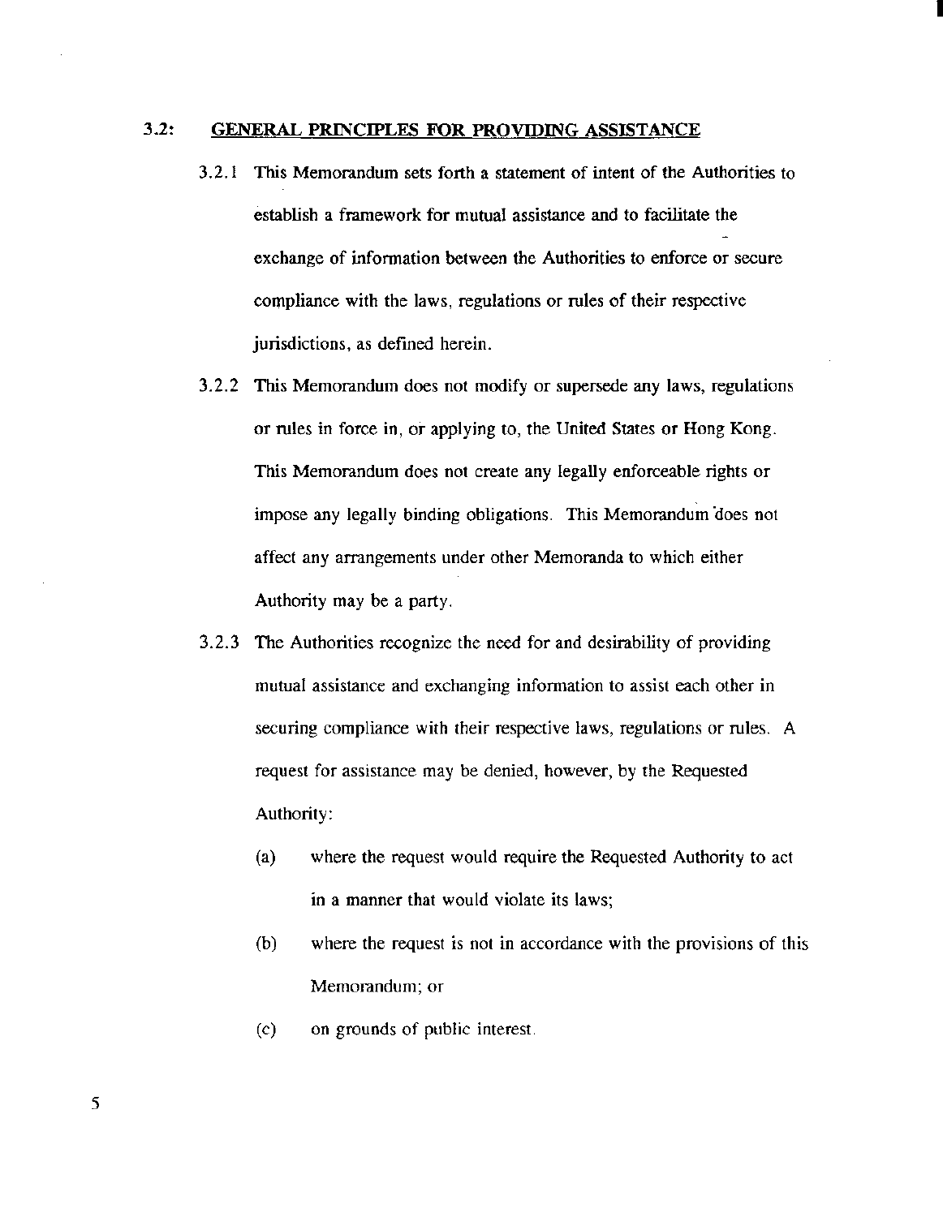## 3.2: GENERAL PRINCIPLES FOR PROVIDING ASSISTANCE

3.2.1 This Memorandum sets forth a statement of intent of the Authorities to establish a framework for mutual assistance and to facilitate the exchange of information between the Authorities to enforce or secure compliance with the laws, regulations or rules of their respective jurisdictions, as defined herein.

3.2.2 This Memorandum does not modify or supersede any laws, regulations or rules in force in, or applying to, the United States or Hong Kong. This Memorandum does not create any legally enforceable rights or impose any legally binding obligations. This Memorandum does not affect any arrangements under other Memoranda to which either Authority may be a party.

3.2.3 The Authorities recognize the need for and desirability of providing mutual assistance and exchanging information to assist each other in securing compliance with their respective laws, regulations or rules. A request for assistance may be denied, however, by the Requested Authority:

(a) where the request would require the Requested Authority to act in a manner that would violate its laws;

(b) where the request is not in accordance with the provisions of this Memorandum; or

(c) on grounds of public interest.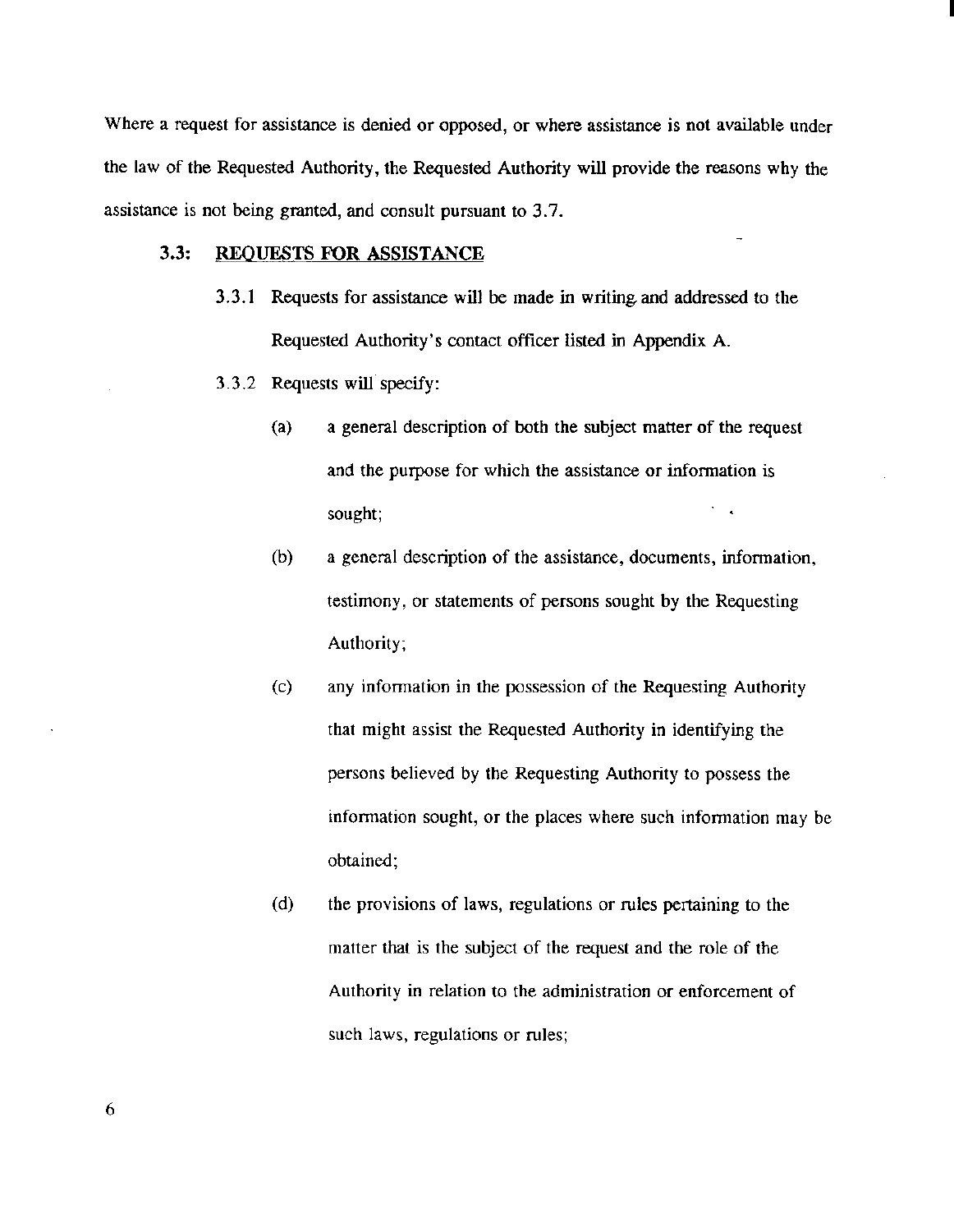Where a request for assistance is denied or opposed, or where assistance is not available under the law of the Requested Authority, the Requested Authority will provide the reasons why the assistance is not being granted, and consult pursuant to 3.7.

### 3.3: REQUESTS FOR ASSISTANCE

3.3.1 Requests for assistance will be made in writing and addressed to the Requested Authority's contact officer listed in Appendix A.

3.3.2 Requests will specify:

(a) a general description of both the subject matter of the request and the purpose for which the assistance or information is sought;

(b) a general description of the assistance, documents, information, testimony, or statements of persons sought by the Requesting Authority;

(c) any information in the possession of the Requesting Authority that might assist the Requested Authority in identifying the persons believed by the Requesting Authority to possess the information sought, or the places where such information may be obtained;

(d) the provisions of laws, regulations or rules pertaining to the matter that is the subject of the request and the role of the Authority in relation to the administration or enforcement of such laws, regulations or rules;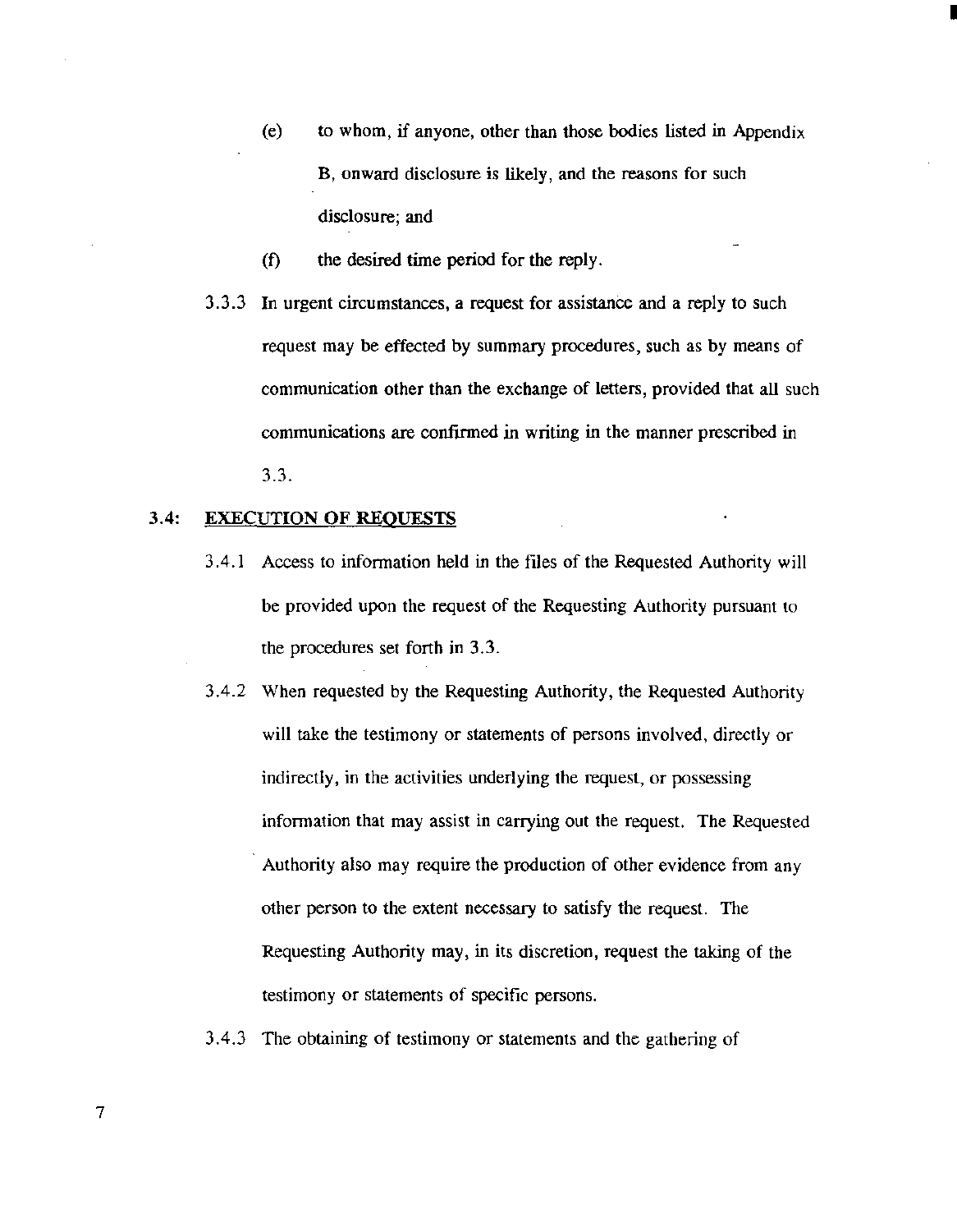(e) to whom, if anyone, other than those bodies listed in Appendix B, onward disclosure is likely, and the reasons for such disclosure; and

(f) the desired time period for the reply.

3.3.3 In urgent circumstances, a request for assistance and a reply to such request may be effected by summary procedures, such as by means of communication other than the exchange of letters, provided that all such communications are confirmed in writing in the manner prescribed in 3.3.

**3.4: <u>EXECUTION OF REQUESTS</u>**

3.4.1 Access to information held in the files of the Requested Authority will be provided upon the request of the Requesting Authority pursuant to the procedures set forth in 3.3.

3.4.2 When requested by the Requesting Authority, the Requested Authority will take the testimony or statements of persons involved, directly or indirectly, in the activities underlying the request, or possessing information that may assist in carrying out the request. The Requested Authority also may require the production of other evidence from any other person to the extent necessary to satisfy the request. The Requesting Authority may, in its discretion, request the taking of the testimony or statements of specific persons.

3.4.3 The obtaining of testimony or statements and the gathering of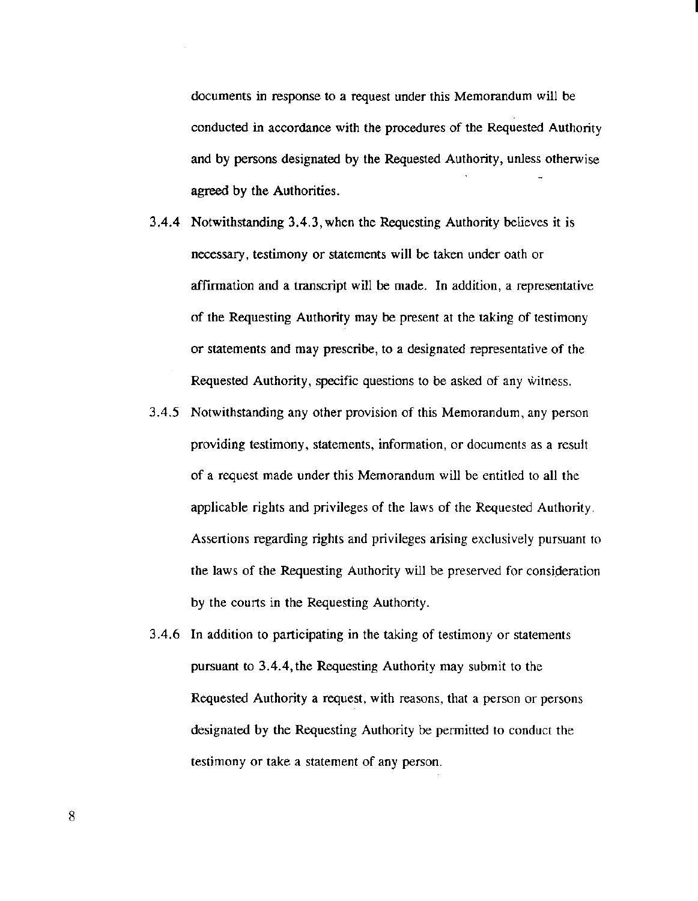documents in response to a request under this Memorandum will be conducted in accordance with the procedures of the Requested Authority and by persons designated by the Requested Authority, unless otherwise agreed by the Authorities.

3.4.4 Notwithstanding 3.4.3, when the Requesting Authority believes it is necessary, testimony or statements will be taken under oath or affirmation and a transcript will be made. In addition, a representative of the Requesting Authority may be present at the taking of testimony or statements and may prescribe, to a designated representative of the Requested Authority, specific questions to be asked of any witness.

3.4.5 Notwithstanding any other provision of this Memorandum, any person providing testimony, statements, information, or documents as a result of a request made under this Memorandum will be entitled to all the applicable rights and privileges of the laws of the Requested Authority. Assertions regarding rights and privileges arising exclusively pursuant to the laws of the Requesting Authority will be preserved for consideration by the courts in the Requesting Authority.

3.4.6 In addition to participating in the taking of testimony or statements pursuant to 3.4.4, the Requesting Authority may submit to the Requested Authority a request, with reasons, that a person or persons designated by the Requesting Authority be permitted to conduct the testimony or take a statement of any person.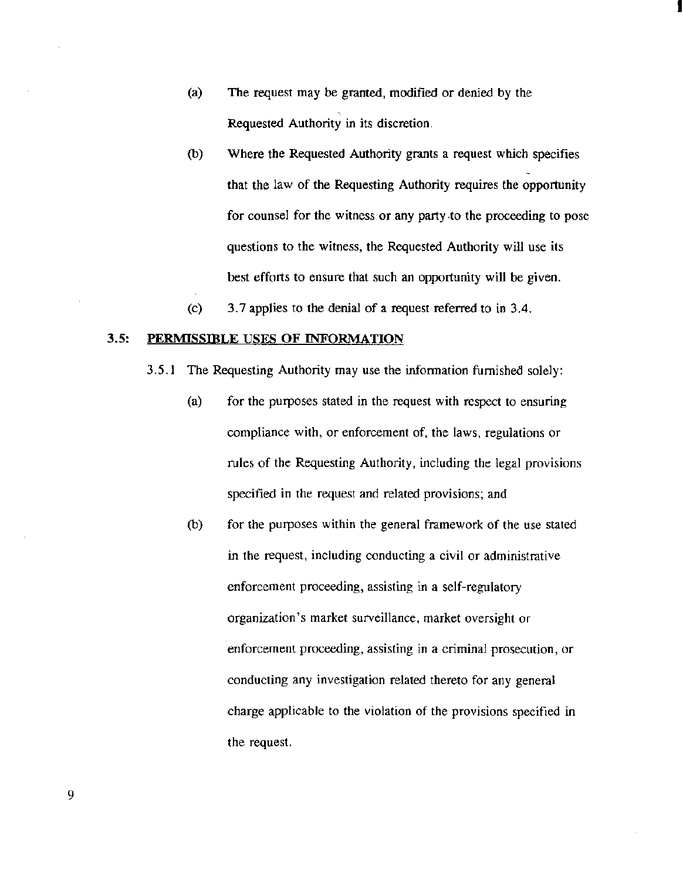(a) The request may be granted, modified or denied by the Requested Authority in its discretion.

(b) Where the Requested Authority grants a request which specifies that the law of the Requesting Authority requires the opportunity for counsel for the witness or any party to the proceeding to pose questions to the witness, the Requested Authority will use its best efforts to ensure that such an opportunity will be given.

(c) 3.7 applies to the denial of a request referred to in 3.4.

**3.5: <u>PERMISSIBLE USES OF INFORMATION</u>**

3.5.1 The Requesting Authority may use the information furnished solely:

(a) for the purposes stated in the request with respect to ensuring compliance with, or enforcement of, the laws, regulations or rules of the Requesting Authority, including the legal provisions specified in the request and related provisions; and

(b) for the purposes within the general framework of the use stated in the request, including conducting a civil or administrative enforcement proceeding, assisting in a self-regulatory organization's market surveillance, market oversight or enforcement proceeding, assisting in a criminal prosecution, or conducting any investigation related thereto for any general charge applicable to the violation of the provisions specified in the request.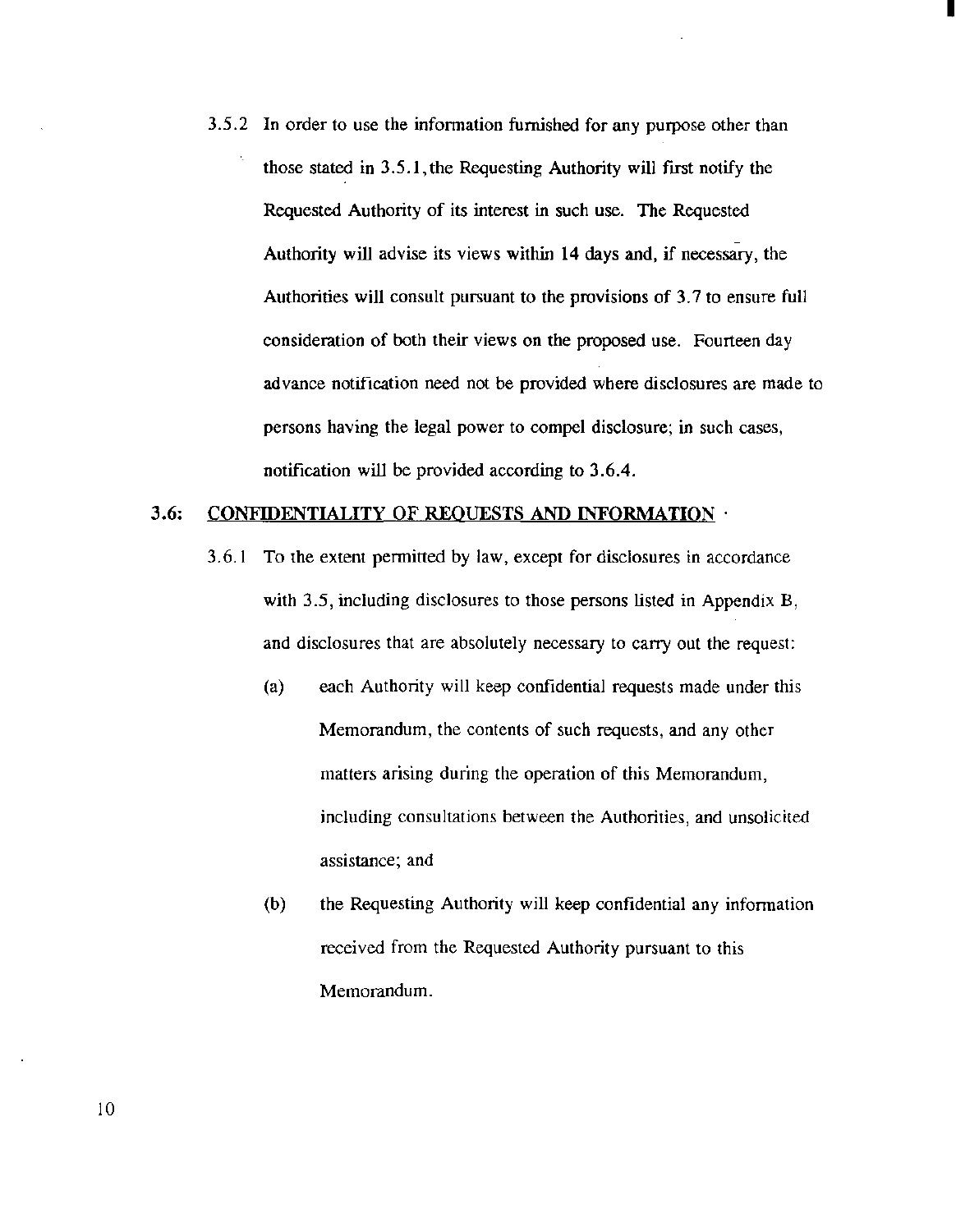3.5.2 In order to use the information furnished for any purpose other than those stated in 3.5.1, the Requesting Authority will first notify the Requested Authority of its interest in such use. The Requested Authority will advise its views within 14 days and, if necessary, the Authorities will consult pursuant to the provisions of 3.7 to ensure full consideration of both their views on the proposed use. Fourteen day advance notification need not be provided where disclosures are made to persons having the legal power to compel disclosure; in such cases, notification will be provided according to 3.6.4.

### 3.6: <u>CONFIDENTIALITY OF REQUESTS AND INFORMATION</u>

3.6.1 To the extent permitted by law, except for disclosures in accordance with 3.5, including disclosures to those persons listed in Appendix B, and disclosures that are absolutely necessary to carry out the request:

(a) each Authority will keep confidential requests made under this Memorandum, the contents of such requests, and any other matters arising during the operation of this Memorandum, including consultations between the Authorities, and unsolicited assistance; and

(b) the Requesting Authority will keep confidential any information received from the Requested Authority pursuant to this Memorandum.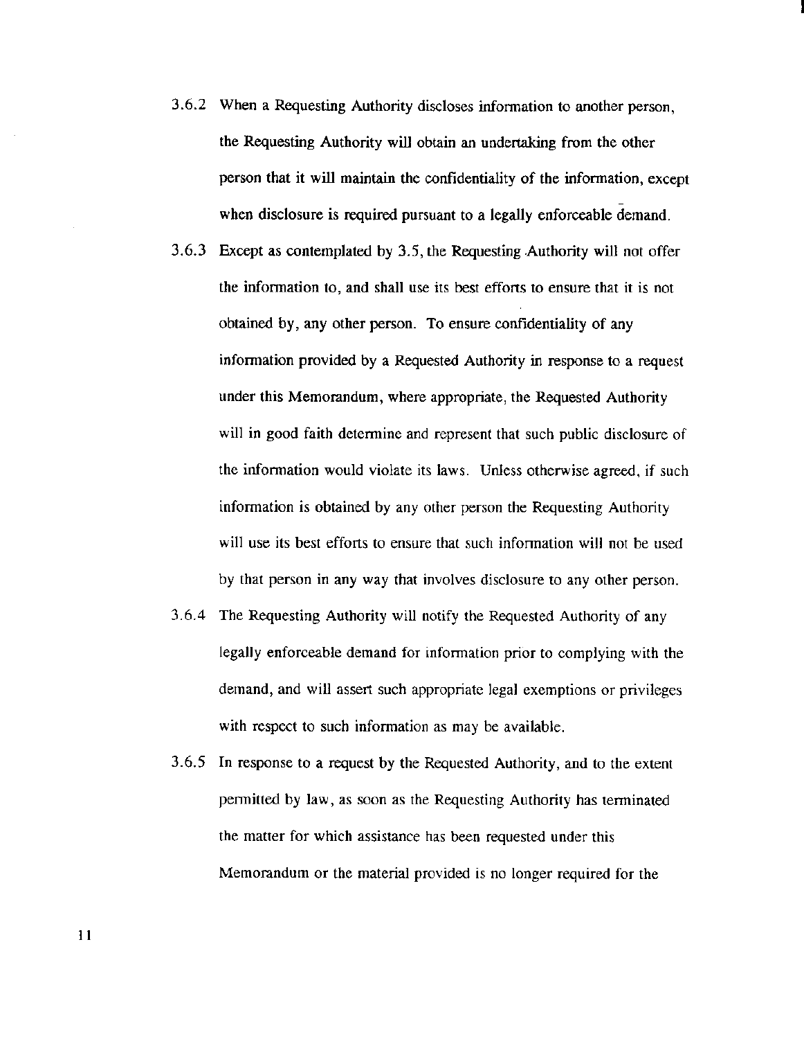3.6.2 When a Requesting Authority discloses information to another person, the Requesting Authority will obtain an undertaking from the other person that it will maintain the confidentiality of the information, except when disclosure is required pursuant to a legally enforceable demand.

3.6.3 Except as contemplated by 3.5, the Requesting Authority will not offer the information to, and shall use its best efforts to ensure that it is not obtained by, any other person. To ensure confidentiality of any information provided by a Requested Authority in response to a request under this Memorandum, where appropriate, the Requested Authority will in good faith determine and represent that such public disclosure of the information would violate its laws. Unless otherwise agreed, if such information is obtained by any other person the Requesting Authority will use its best efforts to ensure that such information will not be used by that person in any way that involves disclosure to any other person.

3.6.4 The Requesting Authority will notify the Requested Authority of any legally enforceable demand for information prior to complying with the demand, and will assert such appropriate legal exemptions or privileges with respect to such information as may be available.

3.6.5 In response to a request by the Requested Authority, and to the extent permitted by law, as soon as the Requesting Authority has terminated the matter for which assistance has been requested under this Memorandum or the material provided is no longer required for the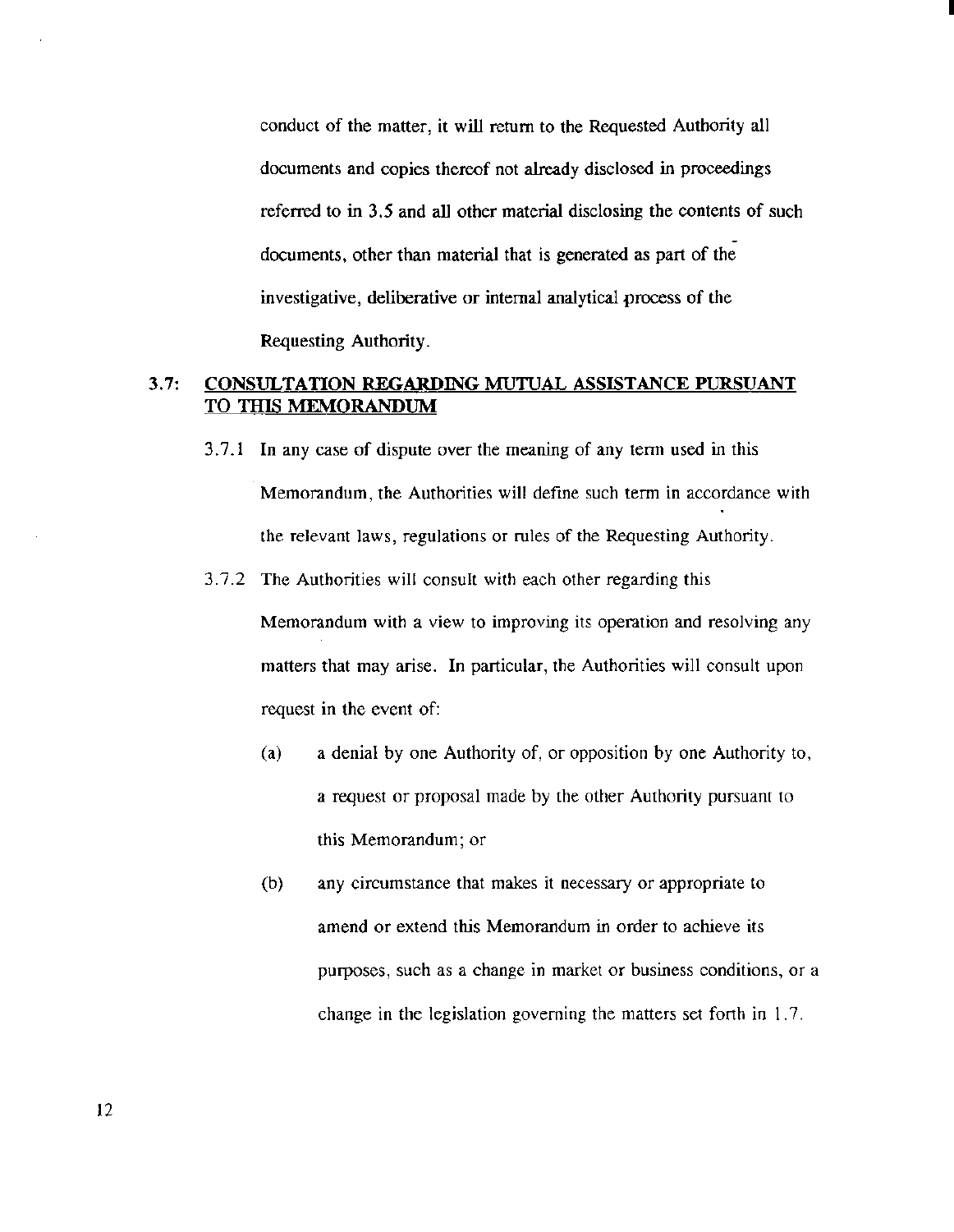conduct of the matter, it will return to the Requested Authority all documents and copies thereof not already disclosed in proceedings referred to in 3.5 and all other material disclosing the contents of such documents, other than material that is generated as part of the investigative, deliberative or internal analytical process of the Requesting Authority.

## 3.7: CONSULTATION REGARDING MUTUAL ASSISTANCE PURSUANT TO THIS MEMORANDUM

3.7.1 In any case of dispute over the meaning of any term used in this Memorandum, the Authorities will define such term in accordance with the relevant laws, regulations or rules of the Requesting Authority.

3.7.2 The Authorities will consult with each other regarding this Memorandum with a view to improving its operation and resolving any matters that may arise. In particular, the Authorities will consult upon request in the event of:

(a) a denial by one Authority of, or opposition by one Authority to, a request or proposal made by the other Authority pursuant to this Memorandum; or

(b) any circumstance that makes it necessary or appropriate to amend or extend this Memorandum in order to achieve its purposes, such as a change in market or business conditions, or a change in the legislation governing the matters set forth in 1.7.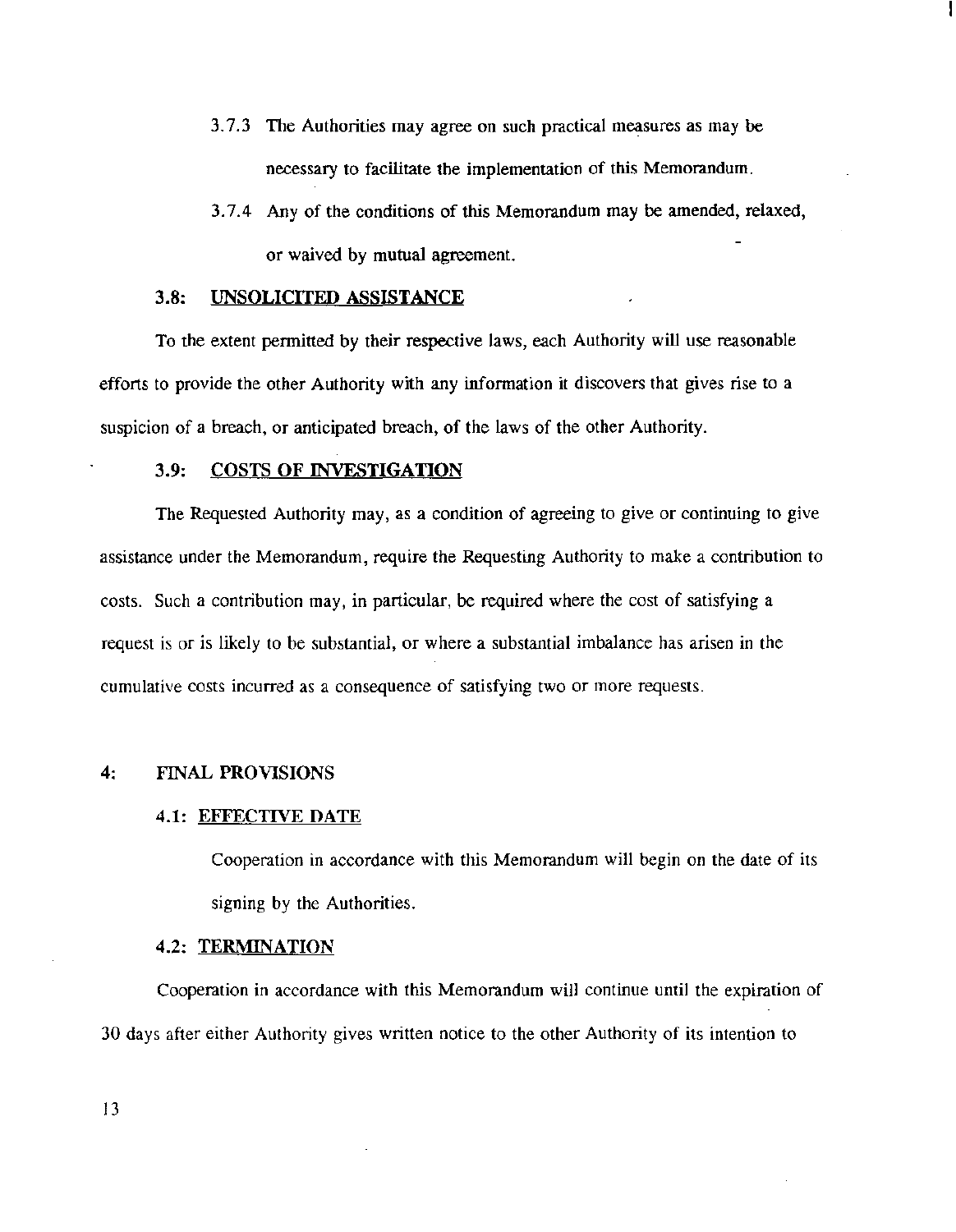3.7.3 The Authorities may agree on such practical measures as may be necessary to facilitate the implementation of this Memorandum.

3.7.4 Any of the conditions of this Memorandum may be amended, relaxed, or waived by mutual agreement.

### 3.8: UNSOLICITED ASSISTANCE

To the extent permitted by their respective laws, each Authority will use reasonable efforts to provide the other Authority with any information it discovers that gives rise to a suspicion of a breach, or anticipated breach, of the laws of the other Authority.

### 3.9: COSTS OF INVESTIGATION

The Requested Authority may, as a condition of agreeing to give or continuing to give assistance under the Memorandum, require the Requesting Authority to make a contribution to costs. Such a contribution may, in particular, be required where the cost of satisfying a request is or is likely to be substantial, or where a substantial imbalance has arisen in the cumulative costs incurred as a consequence of satisfying two or more requests.

## 4: FINAL PROVISIONS

### 4.1: EFFECTIVE DATE

Cooperation in accordance with this Memorandum will begin on the date of its signing by the Authorities.

### 4.2: TERMINATION

Cooperation in accordance with this Memorandum will continue until the expiration of 30 days after either Authority gives written notice to the other Authority of its intention to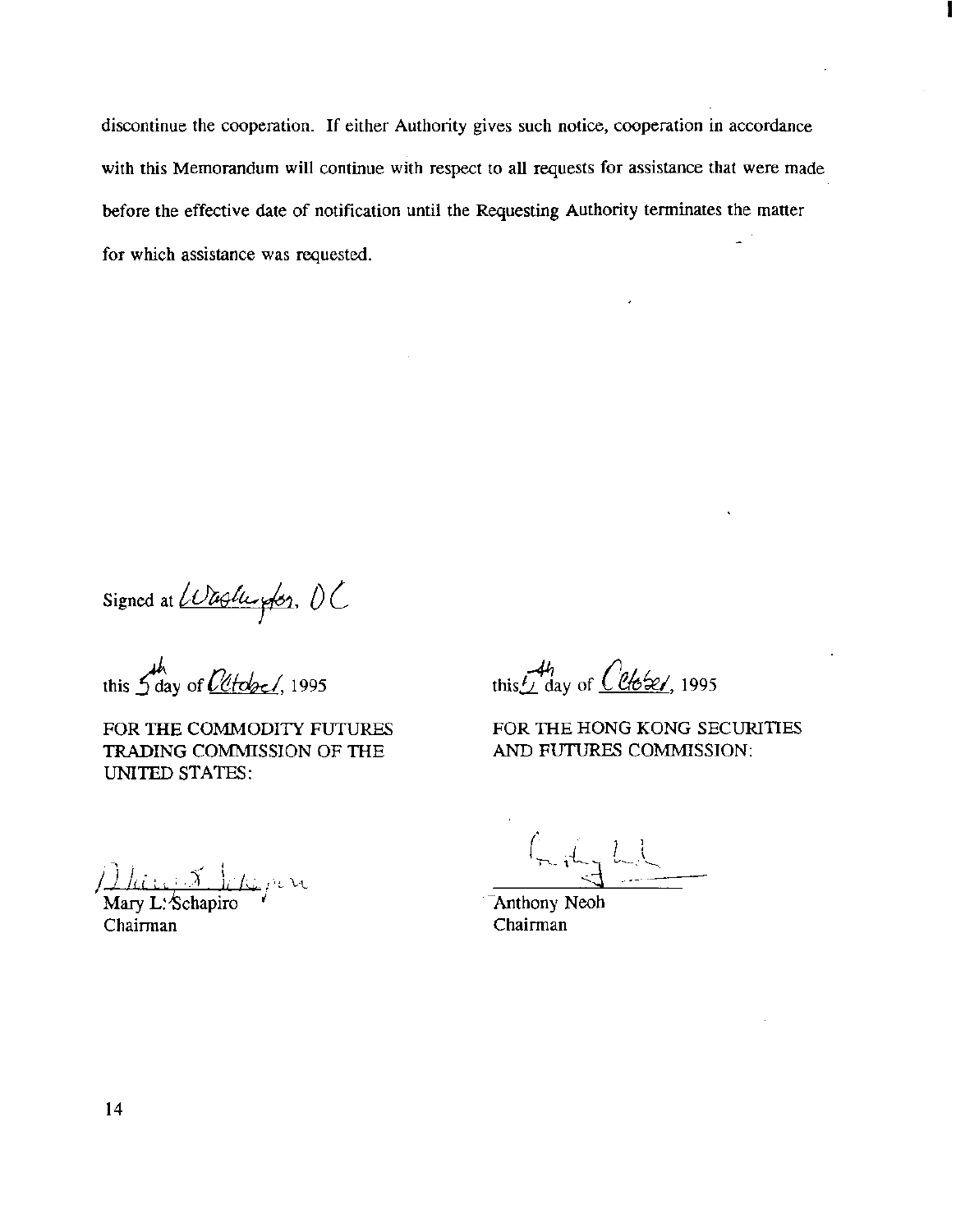discontinue the cooperation. If either Authority gives such notice, cooperation in accordance with this Memorandum will continue with respect to all requests for assistance that were made before the effective date of notification until the Requesting Authority terminates the matter for which assistance was requested.

Signed at Washington, DC

this 5th day of October, 1995

FOR THE COMMODITY FUTURES TRADING COMMISSION OF THE UNITED STATES:

Mary L. Schapiro
Chairman

this 5th day of October, 1995

FOR THE HONG KONG SECURITIES AND FUTURES COMMISSION:

Anthony Neoh
Chairman